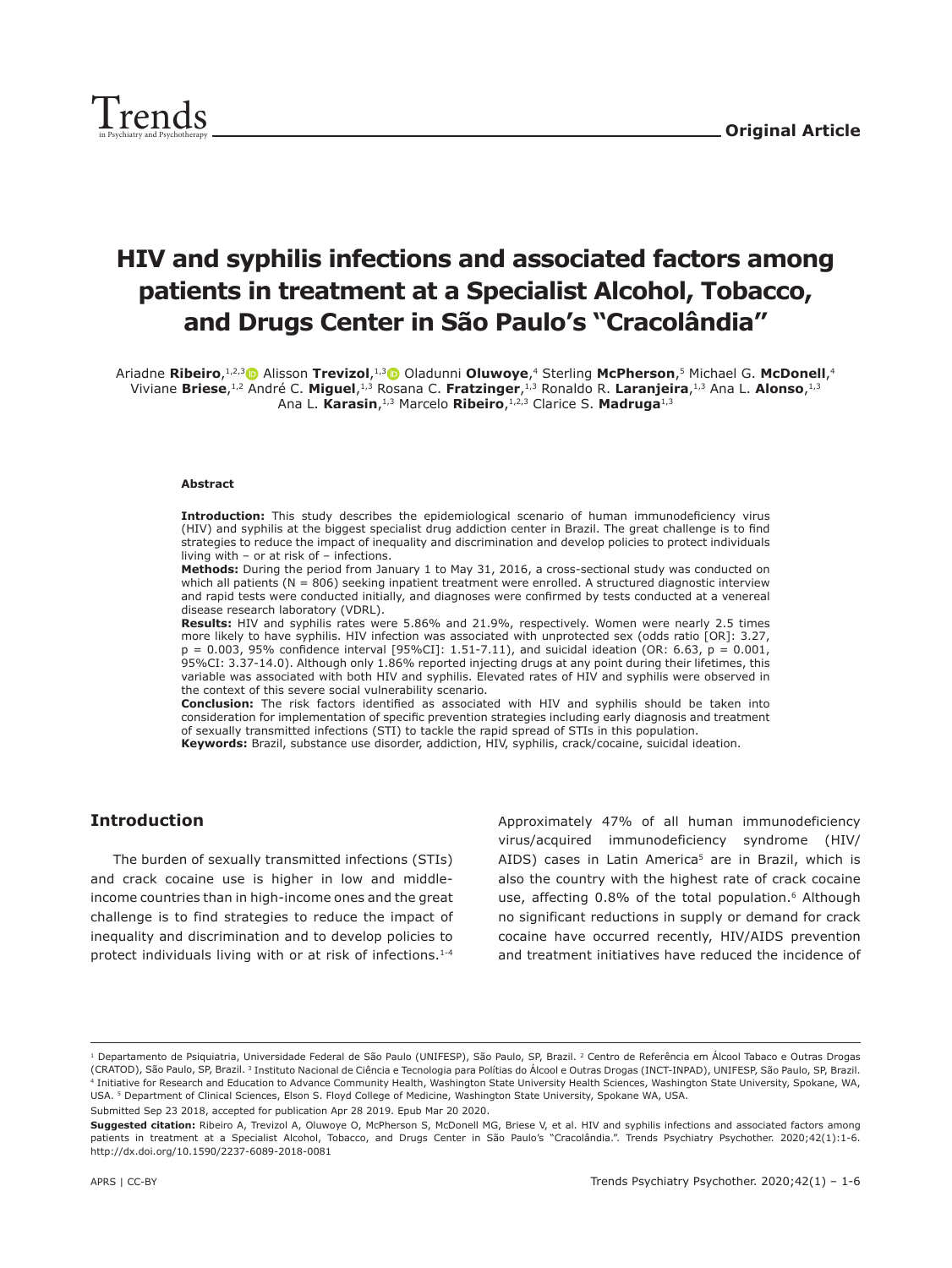Original Article

# HIV and syphilis infections and associated factors among patients in treatment at a Specialist Alcohol, Tobacco, and Drugs Center in São Paulo's "Cracolândia"

Ariadne **Ribeiro**,[1,2,3] Alisson **Trevizol**,[1,3] Oladunni **Oluwoye**,[4] Sterling **McPherson**,[5] Michael G. **McDonell**,[4] Viviane **Briese**,[1,2] André C. **Miguel**,[1,3] Rosana C. **Fratzinger**,[1,3] Ronaldo R. **Laranjeira**,[1,3] Ana L. **Alonso**,[1,3] Ana L. **Karasin**,[1,3] Marcelo **Ribeiro**,[1,2,3] Clarice S. **Madruga**[1,3]

#### Abstract

**Introduction:** This study describes the epidemiological scenario of human immunodeficiency virus (HIV) and syphilis at the biggest specialist drug addiction center in Brazil. The great challenge is to find strategies to reduce the impact of inequality and discrimination and develop policies to protect individuals living with – or at risk of – infections.

**Methods:** During the period from January 1 to May 31, 2016, a cross-sectional study was conducted on which all patients (N = 806) seeking inpatient treatment were enrolled. A structured diagnostic interview and rapid tests were conducted initially, and diagnoses were confirmed by tests conducted at a venereal disease research laboratory (VDRL).

**Results:** HIV and syphilis rates were 5.86% and 21.9%, respectively. Women were nearly 2.5 times more likely to have syphilis. HIV infection was associated with unprotected sex (odds ratio [OR]: 3.27, p = 0.003, 95% confidence interval [95%CI]: 1.51-7.11), and suicidal ideation (OR: 6.63, p = 0.001, 95%CI: 3.37-14.0). Although only 1.86% reported injecting drugs at any point during their lifetimes, this variable was associated with both HIV and syphilis. Elevated rates of HIV and syphilis were observed in the context of this severe social vulnerability scenario.

**Conclusion:** The risk factors identified as associated with HIV and syphilis should be taken into consideration for implementation of specific prevention strategies including early diagnosis and treatment of sexually transmitted infections (STI) to tackle the rapid spread of STIs in this population.

**Keywords:** Brazil, substance use disorder, addiction, HIV, syphilis, crack/cocaine, suicidal ideation.

## Introduction

The burden of sexually transmitted infections (STIs) and crack cocaine use is higher in low and middle-income countries than in high-income ones and the great challenge is to find strategies to reduce the impact of inequality and discrimination and to develop policies to protect individuals living with or at risk of infections.[1-4] Approximately 47% of all human immunodeficiency virus/acquired immunodeficiency syndrome (HIV/AIDS) cases in Latin America[5] are in Brazil, which is also the country with the highest rate of crack cocaine use, affecting 0.8% of the total population.[6] Although no significant reductions in supply or demand for crack cocaine have occurred recently, HIV/AIDS prevention and treatment initiatives have reduced the incidence of

---

[1] Departamento de Psiquiatria, Universidade Federal de São Paulo (UNIFESP), São Paulo, SP, Brazil. [2] Centro de Referência em Álcool Tabaco e Outras Drogas (CRATOD), São Paulo, SP, Brazil. [3] Instituto Nacional de Ciência e Tecnologia para Polítias do Álcool e Outras Drogas (INCT-INPAD), UNIFESP, São Paulo, SP, Brazil. [4] Initiative for Research and Education to Advance Community Health, Washington State University Health Sciences, Washington State University, Spokane, WA, USA. [5] Department of Clinical Sciences, Elson S. Floyd College of Medicine, Washington State University, Spokane WA, USA.

Submitted Sep 23 2018, accepted for publication Apr 28 2019. Epub Mar 20 2020.

**Suggested citation:** Ribeiro A, Trevizol A, Oluwoye O, McPherson S, McDonell MG, Briese V, et al. HIV and syphilis infections and associated factors among patients in treatment at a Specialist Alcohol, Tobacco, and Drugs Center in São Paulo's "Cracolândia.". Trends Psychiatry Psychother. 2020;42(1):1-6. http://dx.doi.org/10.1590/2237-6089-2018-0081

APRS | CC-BY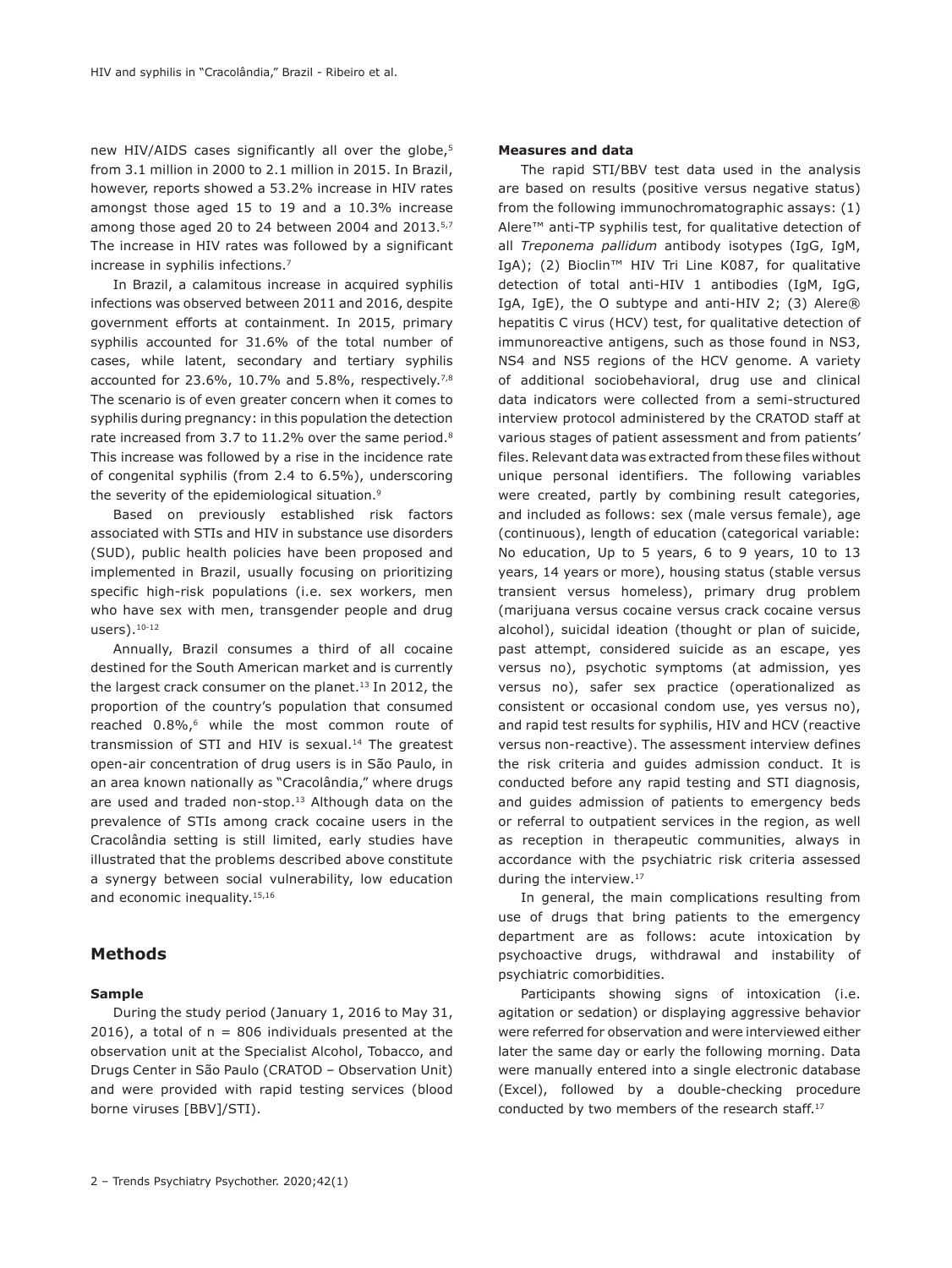new HIV/AIDS cases significantly all over the globe,[5] from 3.1 million in 2000 to 2.1 million in 2015. In Brazil, however, reports showed a 53.2% increase in HIV rates amongst those aged 15 to 19 and a 10.3% increase among those aged 20 to 24 between 2004 and 2013.[5,7] The increase in HIV rates was followed by a significant increase in syphilis infections.[7]

In Brazil, a calamitous increase in acquired syphilis infections was observed between 2011 and 2016, despite government efforts at containment. In 2015, primary syphilis accounted for 31.6% of the total number of cases, while latent, secondary and tertiary syphilis accounted for 23.6%, 10.7% and 5.8%, respectively.[7,8] The scenario is of even greater concern when it comes to syphilis during pregnancy: in this population the detection rate increased from 3.7 to 11.2% over the same period.[8] This increase was followed by a rise in the incidence rate of congenital syphilis (from 2.4 to 6.5%), underscoring the severity of the epidemiological situation.[9]

Based on previously established risk factors associated with STIs and HIV in substance use disorders (SUD), public health policies have been proposed and implemented in Brazil, usually focusing on prioritizing specific high-risk populations (i.e. sex workers, men who have sex with men, transgender people and drug users).[10-12]

Annually, Brazil consumes a third of all cocaine destined for the South American market and is currently the largest crack consumer on the planet.[13] In 2012, the proportion of the country's population that consumed reached 0.8%,[6] while the most common route of transmission of STI and HIV is sexual.[14] The greatest open-air concentration of drug users is in São Paulo, in an area known nationally as "Cracolândia," where drugs are used and traded non-stop.[13] Although data on the prevalence of STIs among crack cocaine users in the Cracolândia setting is still limited, early studies have illustrated that the problems described above constitute a synergy between social vulnerability, low education and economic inequality.[15,16]

## Methods

### Sample

During the study period (January 1, 2016 to May 31, 2016), a total of n = 806 individuals presented at the observation unit at the Specialist Alcohol, Tobacco, and Drugs Center in São Paulo (CRATOD – Observation Unit) and were provided with rapid testing services (blood borne viruses [BBV]/STI).

### Measures and data

The rapid STI/BBV test data used in the analysis are based on results (positive versus negative status) from the following immunochromatographic assays: (1) Alere™ anti-TP syphilis test, for qualitative detection of all *Treponema pallidum* antibody isotypes (IgG, IgM, IgA); (2) Bioclin™ HIV Tri Line K087, for qualitative detection of total anti-HIV 1 antibodies (IgM, IgG, IgA, IgE), the O subtype and anti-HIV 2; (3) Alere® hepatitis C virus (HCV) test, for qualitative detection of immunoreactive antigens, such as those found in NS3, NS4 and NS5 regions of the HCV genome. A variety of additional sociobehavioral, drug use and clinical data indicators were collected from a semi-structured interview protocol administered by the CRATOD staff at various stages of patient assessment and from patients' files. Relevant data was extracted from these files without unique personal identifiers. The following variables were created, partly by combining result categories, and included as follows: sex (male versus female), age (continuous), length of education (categorical variable: No education, Up to 5 years, 6 to 9 years, 10 to 13 years, 14 years or more), housing status (stable versus transient versus homeless), primary drug problem (marijuana versus cocaine versus crack cocaine versus alcohol), suicidal ideation (thought or plan of suicide, past attempt, considered suicide as an escape, yes versus no), psychotic symptoms (at admission, yes versus no), safer sex practice (operationalized as consistent or occasional condom use, yes versus no), and rapid test results for syphilis, HIV and HCV (reactive versus non-reactive). The assessment interview defines the risk criteria and guides admission conduct. It is conducted before any rapid testing and STI diagnosis, and guides admission of patients to emergency beds or referral to outpatient services in the region, as well as reception in therapeutic communities, always in accordance with the psychiatric risk criteria assessed during the interview.[17]

In general, the main complications resulting from use of drugs that bring patients to the emergency department are as follows: acute intoxication by psychoactive drugs, withdrawal and instability of psychiatric comorbidities.

Participants showing signs of intoxication (i.e. agitation or sedation) or displaying aggressive behavior were referred for observation and were interviewed either later the same day or early the following morning. Data were manually entered into a single electronic database (Excel), followed by a double-checking procedure conducted by two members of the research staff.[17]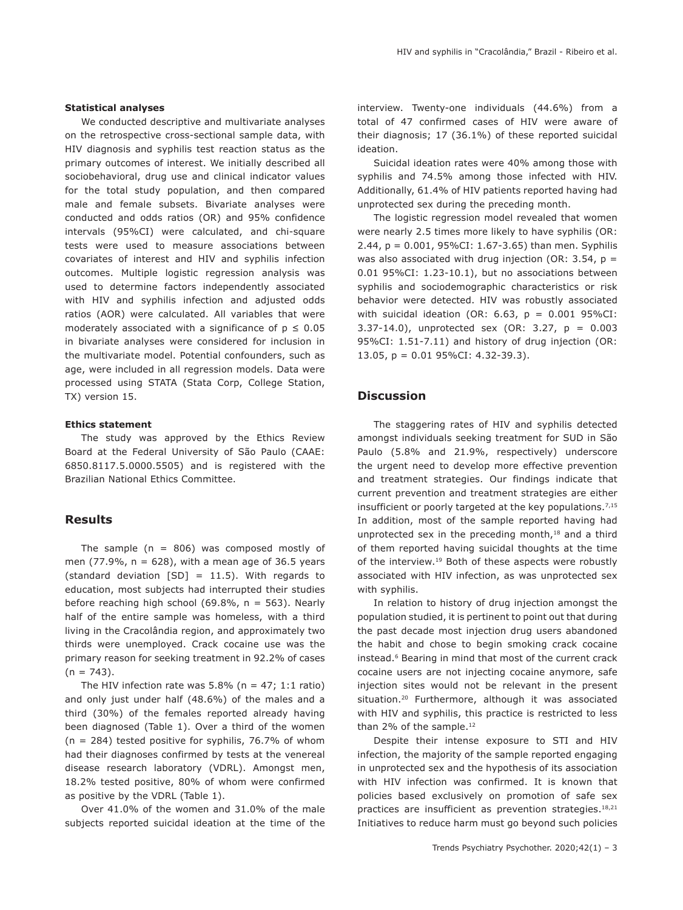#### Statistical analyses

We conducted descriptive and multivariate analyses on the retrospective cross-sectional sample data, with HIV diagnosis and syphilis test reaction status as the primary outcomes of interest. We initially described all sociobehavioral, drug use and clinical indicator values for the total study population, and then compared male and female subsets. Bivariate analyses were conducted and odds ratios (OR) and 95% confidence intervals (95%CI) were calculated, and chi-square tests were used to measure associations between covariates of interest and HIV and syphilis infection outcomes. Multiple logistic regression analysis was used to determine factors independently associated with HIV and syphilis infection and adjusted odds ratios (AOR) were calculated. All variables that were moderately associated with a significance of $p \leq 0.05$ in bivariate analyses were considered for inclusion in the multivariate model. Potential confounders, such as age, were included in all regression models. Data were processed using STATA (Stata Corp, College Station, TX) version 15.

#### Ethics statement

The study was approved by the Ethics Review Board at the Federal University of São Paulo (CAAE: 6850.8117.5.0000.5505) and is registered with the Brazilian National Ethics Committee.

## Results

The sample (n = 806) was composed mostly of men (77.9%, n = 628), with a mean age of 36.5 years (standard deviation [SD] = 11.5). With regards to education, most subjects had interrupted their studies before reaching high school (69.8%, n = 563). Nearly half of the entire sample was homeless, with a third living in the Cracolândia region, and approximately two thirds were unemployed. Crack cocaine use was the primary reason for seeking treatment in 92.2% of cases (n = 743).

The HIV infection rate was 5.8% (n = 47; 1:1 ratio) and only just under half (48.6%) of the males and a third (30%) of the females reported already having been diagnosed (Table 1). Over a third of the women (n = 284) tested positive for syphilis, 76.7% of whom had their diagnoses confirmed by tests at the venereal disease research laboratory (VDRL). Amongst men, 18.2% tested positive, 80% of whom were confirmed as positive by the VDRL (Table 1).

Over 41.0% of the women and 31.0% of the male subjects reported suicidal ideation at the time of the interview. Twenty-one individuals (44.6%) from a total of 47 confirmed cases of HIV were aware of their diagnosis; 17 (36.1%) of these reported suicidal ideation.

Suicidal ideation rates were 40% among those with syphilis and 74.5% among those infected with HIV. Additionally, 61.4% of HIV patients reported having had unprotected sex during the preceding month.

The logistic regression model revealed that women were nearly 2.5 times more likely to have syphilis (OR: 2.44, p = 0.001, 95%CI: 1.67-3.65) than men. Syphilis was also associated with drug injection (OR: 3.54, p = 0.01 95%CI: 1.23-10.1), but no associations between syphilis and sociodemographic characteristics or risk behavior were detected. HIV was robustly associated with suicidal ideation (OR: 6.63, p = 0.001 95%CI: 3.37-14.0), unprotected sex (OR: 3.27, p = 0.003 95%CI: 1.51-7.11) and history of drug injection (OR: 13.05, p = 0.01 95%CI: 4.32-39.3).

## Discussion

The staggering rates of HIV and syphilis detected amongst individuals seeking treatment for SUD in São Paulo (5.8% and 21.9%, respectively) underscore the urgent need to develop more effective prevention and treatment strategies. Our findings indicate that current prevention and treatment strategies are either insufficient or poorly targeted at the key populations.[7,15] In addition, most of the sample reported having had unprotected sex in the preceding month,[18] and a third of them reported having suicidal thoughts at the time of the interview.[19] Both of these aspects were robustly associated with HIV infection, as was unprotected sex with syphilis.

In relation to history of drug injection amongst the population studied, it is pertinent to point out that during the past decade most injection drug users abandoned the habit and chose to begin smoking crack cocaine instead.[6] Bearing in mind that most of the current crack cocaine users are not injecting cocaine anymore, safe injection sites would not be relevant in the present situation.[20] Furthermore, although it was associated with HIV and syphilis, this practice is restricted to less than 2% of the sample.[12]

Despite their intense exposure to STI and HIV infection, the majority of the sample reported engaging in unprotected sex and the hypothesis of its association with HIV infection was confirmed. It is known that policies based exclusively on promotion of safe sex practices are insufficient as prevention strategies.[18,21] Initiatives to reduce harm must go beyond such policies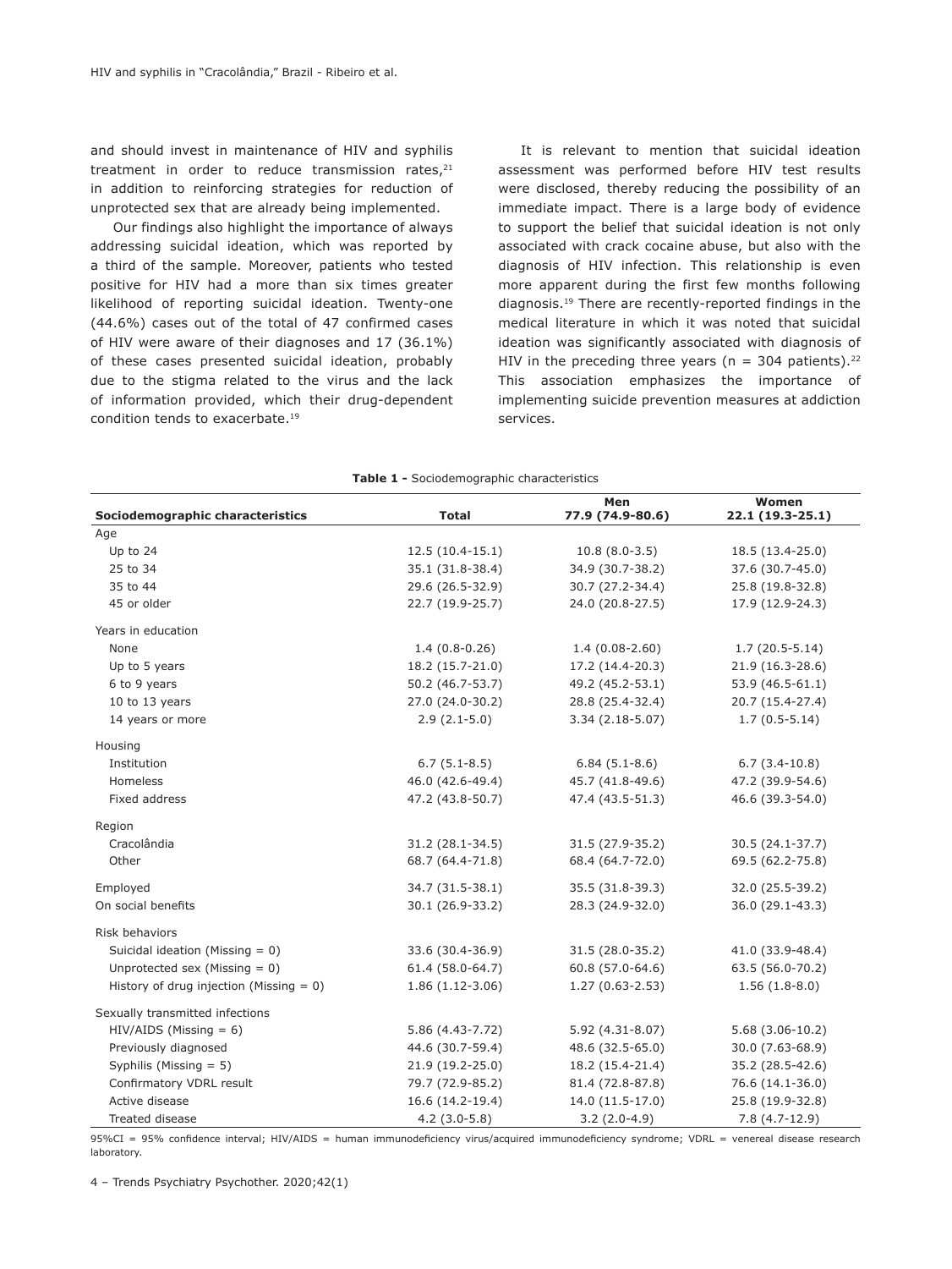and should invest in maintenance of HIV and syphilis treatment in order to reduce transmission rates,[21] in addition to reinforcing strategies for reduction of unprotected sex that are already being implemented.

Our findings also highlight the importance of always addressing suicidal ideation, which was reported by a third of the sample. Moreover, patients who tested positive for HIV had a more than six times greater likelihood of reporting suicidal ideation. Twenty-one (44.6%) cases out of the total of 47 confirmed cases of HIV were aware of their diagnoses and 17 (36.1%) of these cases presented suicidal ideation, probably due to the stigma related to the virus and the lack of information provided, which their drug-dependent condition tends to exacerbate.[19]

It is relevant to mention that suicidal ideation assessment was performed before HIV test results were disclosed, thereby reducing the possibility of an immediate impact. There is a large body of evidence to support the belief that suicidal ideation is not only associated with crack cocaine abuse, but also with the diagnosis of HIV infection. This relationship is even more apparent during the first few months following diagnosis.[19] There are recently-reported findings in the medical literature in which it was noted that suicidal ideation was significantly associated with diagnosis of HIV in the preceding three years (n = 304 patients).[22] This association emphasizes the importance of implementing suicide prevention measures at addiction services.

**Table 1 -** Sociodemographic characteristics

| Sociodemographic characteristics | Total | Men 77.9 (74.9-80.6) | Women 22.1 (19.3-25.1) |
|---|---|---|---|
| Age | | | |
| Up to 24 | 12.5 (10.4-15.1) | 10.8 (8.0-3.5) | 18.5 (13.4-25.0) |
| 25 to 34 | 35.1 (31.8-38.4) | 34.9 (30.7-38.2) | 37.6 (30.7-45.0) |
| 35 to 44 | 29.6 (26.5-32.9) | 30.7 (27.2-34.4) | 25.8 (19.8-32.8) |
| 45 or older | 22.7 (19.9-25.7) | 24.0 (20.8-27.5) | 17.9 (12.9-24.3) |
| Years in education | | | |
| None | 1.4 (0.8-0.26) | 1.4 (0.08-2.60) | 1.7 (20.5-5.14) |
| Up to 5 years | 18.2 (15.7-21.0) | 17.2 (14.4-20.3) | 21.9 (16.3-28.6) |
| 6 to 9 years | 50.2 (46.7-53.7) | 49.2 (45.2-53.1) | 53.9 (46.5-61.1) |
| 10 to 13 years | 27.0 (24.0-30.2) | 28.8 (25.4-32.4) | 20.7 (15.4-27.4) |
| 14 years or more | 2.9 (2.1-5.0) | 3.34 (2.18-5.07) | 1.7 (0.5-5.14) |
| Housing | | | |
| Institution | 6.7 (5.1-8.5) | 6.84 (5.1-8.6) | 6.7 (3.4-10.8) |
| Homeless | 46.0 (42.6-49.4) | 45.7 (41.8-49.6) | 47.2 (39.9-54.6) |
| Fixed address | 47.2 (43.8-50.7) | 47.4 (43.5-51.3) | 46.6 (39.3-54.0) |
| Region | | | |
| Cracolândia | 31.2 (28.1-34.5) | 31.5 (27.9-35.2) | 30.5 (24.1-37.7) |
| Other | 68.7 (64.4-71.8) | 68.4 (64.7-72.0) | 69.5 (62.2-75.8) |
| Employed | 34.7 (31.5-38.1) | 35.5 (31.8-39.3) | 32.0 (25.5-39.2) |
| On social benefits | 30.1 (26.9-33.2) | 28.3 (24.9-32.0) | 36.0 (29.1-43.3) |
| Risk behaviors | | | |
| Suicidal ideation (Missing = 0) | 33.6 (30.4-36.9) | 31.5 (28.0-35.2) | 41.0 (33.9-48.4) |
| Unprotected sex (Missing = 0) | 61.4 (58.0-64.7) | 60.8 (57.0-64.6) | 63.5 (56.0-70.2) |
| History of drug injection (Missing = 0) | 1.86 (1.12-3.06) | 1.27 (0.63-2.53) | 1.56 (1.8-8.0) |
| Sexually transmitted infections | | | |
| HIV/AIDS (Missing = 6) | 5.86 (4.43-7.72) | 5.92 (4.31-8.07) | 5.68 (3.06-10.2) |
| Previously diagnosed | 44.6 (30.7-59.4) | 48.6 (32.5-65.0) | 30.0 (7.63-68.9) |
| Syphilis (Missing = 5) | 21.9 (19.2-25.0) | 18.2 (15.4-21.4) | 35.2 (28.5-42.6) |
| Confirmatory VDRL result | 79.7 (72.9-85.2) | 81.4 (72.8-87.8) | 76.6 (14.1-36.0) |
| Active disease | 16.6 (14.2-19.4) | 14.0 (11.5-17.0) | 25.8 (19.9-32.8) |
| Treated disease | 4.2 (3.0-5.8) | 3.2 (2.0-4.9) | 7.8 (4.7-12.9) |

95%CI = 95% confidence interval; HIV/AIDS = human immunodeficiency virus/acquired immunodeficiency syndrome; VDRL = venereal disease research laboratory.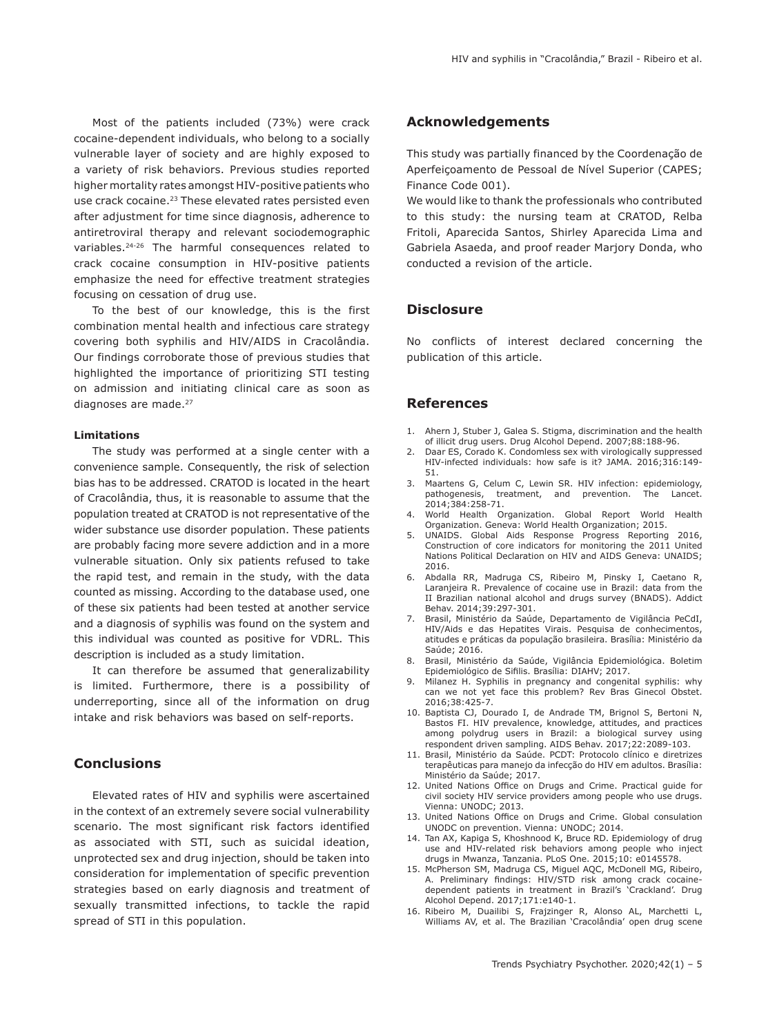Most of the patients included (73%) were crack cocaine-dependent individuals, who belong to a socially vulnerable layer of society and are highly exposed to a variety of risk behaviors. Previous studies reported higher mortality rates amongst HIV-positive patients who use crack cocaine.[23] These elevated rates persisted even after adjustment for time since diagnosis, adherence to antiretroviral therapy and relevant sociodemographic variables.[24-26] The harmful consequences related to crack cocaine consumption in HIV-positive patients emphasize the need for effective treatment strategies focusing on cessation of drug use.

To the best of our knowledge, this is the first combination mental health and infectious care strategy covering both syphilis and HIV/AIDS in Cracolândia. Our findings corroborate those of previous studies that highlighted the importance of prioritizing STI testing on admission and initiating clinical care as soon as diagnoses are made.[27]

#### Limitations

The study was performed at a single center with a convenience sample. Consequently, the risk of selection bias has to be addressed. CRATOD is located in the heart of Cracolândia, thus, it is reasonable to assume that the population treated at CRATOD is not representative of the wider substance use disorder population. These patients are probably facing more severe addiction and in a more vulnerable situation. Only six patients refused to take the rapid test, and remain in the study, with the data counted as missing. According to the database used, one of these six patients had been tested at another service and a diagnosis of syphilis was found on the system and this individual was counted as positive for VDRL. This description is included as a study limitation.

It can therefore be assumed that generalizability is limited. Furthermore, there is a possibility of underreporting, since all of the information on drug intake and risk behaviors was based on self-reports.

## Conclusions

Elevated rates of HIV and syphilis were ascertained in the context of an extremely severe social vulnerability scenario. The most significant risk factors identified as associated with STI, such as suicidal ideation, unprotected sex and drug injection, should be taken into consideration for implementation of specific prevention strategies based on early diagnosis and treatment of sexually transmitted infections, to tackle the rapid spread of STI in this population.

## Acknowledgements

This study was partially financed by the Coordenação de Aperfeiçoamento de Pessoal de Nível Superior (CAPES; Finance Code 001).
We would like to thank the professionals who contributed to this study: the nursing team at CRATOD, Relba Fritoli, Aparecida Santos, Shirley Aparecida Lima and Gabriela Asaeda, and proof reader Marjory Donda, who conducted a revision of the article.

## Disclosure

No conflicts of interest declared concerning the publication of this article.

## References

1. Ahern J, Stuber J, Galea S. Stigma, discrimination and the health of illicit drug users. Drug Alcohol Depend. 2007;88:188-96.
2. Daar ES, Corado K. Condomless sex with virologically suppressed HIV-infected individuals: how safe is it? JAMA. 2016;316:149-51.
3. Maartens G, Celum C, Lewin SR. HIV infection: epidemiology, pathogenesis, treatment, and prevention. The Lancet. 2014;384:258-71.
4. World Health Organization. Global Report World Health Organization. Geneva: World Health Organization; 2015.
5. UNAIDS. Global Aids Response Progress Reporting 2016, Construction of core indicators for monitoring the 2011 United Nations Political Declaration on HIV and AIDS Geneva: UNAIDS; 2016.
6. Abdalla RR, Madruga CS, Ribeiro M, Pinsky I, Caetano R, Laranjeira R. Prevalence of cocaine use in Brazil: data from the II Brazilian national alcohol and drugs survey (BNADS). Addict Behav. 2014;39:297-301.
7. Brasil, Ministério da Saúde, Departamento de Vigilância PeCdI, HIV/Aids e das Hepatites Virais. Pesquisa de conhecimentos, atitudes e práticas da população brasileira. Brasília: Ministério da Saúde; 2016.
8. Brasil, Ministério da Saúde, Vigilância Epidemiológica. Boletim Epidemiológico de Sífilis. Brasília: DIAHV; 2017.
9. Milanez H. Syphilis in pregnancy and congenital syphilis: why can we not yet face this problem? Rev Bras Ginecol Obstet. 2016;38:425-7.
10. Baptista CJ, Dourado I, de Andrade TM, Brignol S, Bertoni N, Bastos FI. HIV prevalence, knowledge, attitudes, and practices among polydrug users in Brazil: a biological survey using respondent driven sampling. AIDS Behav. 2017;22:2089-103.
11. Brasil, Ministério da Saúde. PCDT: Protocolo clínico e diretrizes terapêuticas para manejo da infecção do HIV em adultos. Brasília: Ministério da Saúde; 2017.
12. United Nations Office on Drugs and Crime. Practical guide for civil society HIV service providers among people who use drugs. Vienna: UNODC; 2013.
13. United Nations Office on Drugs and Crime. Global consulation UNODC on prevention. Vienna: UNODC; 2014.
14. Tan AX, Kapiga S, Khoshnood K, Bruce RD. Epidemiology of drug use and HIV-related risk behaviors among people who inject drugs in Mwanza, Tanzania. PLoS One. 2015;10: e0145578.
15. McPherson SM, Madruga CS, Miguel AQC, McDonell MG, Ribeiro, A. Preliminary findings: HIV/STD risk among crack cocaine-dependent patients in treatment in Brazil's 'Crackland'. Drug Alcohol Depend. 2017;171:e140-1.
16. Ribeiro M, Duailibi S, Frajzinger R, Alonso AL, Marchetti L, Williams AV, et al. The Brazilian 'Cracolândia' open drug scene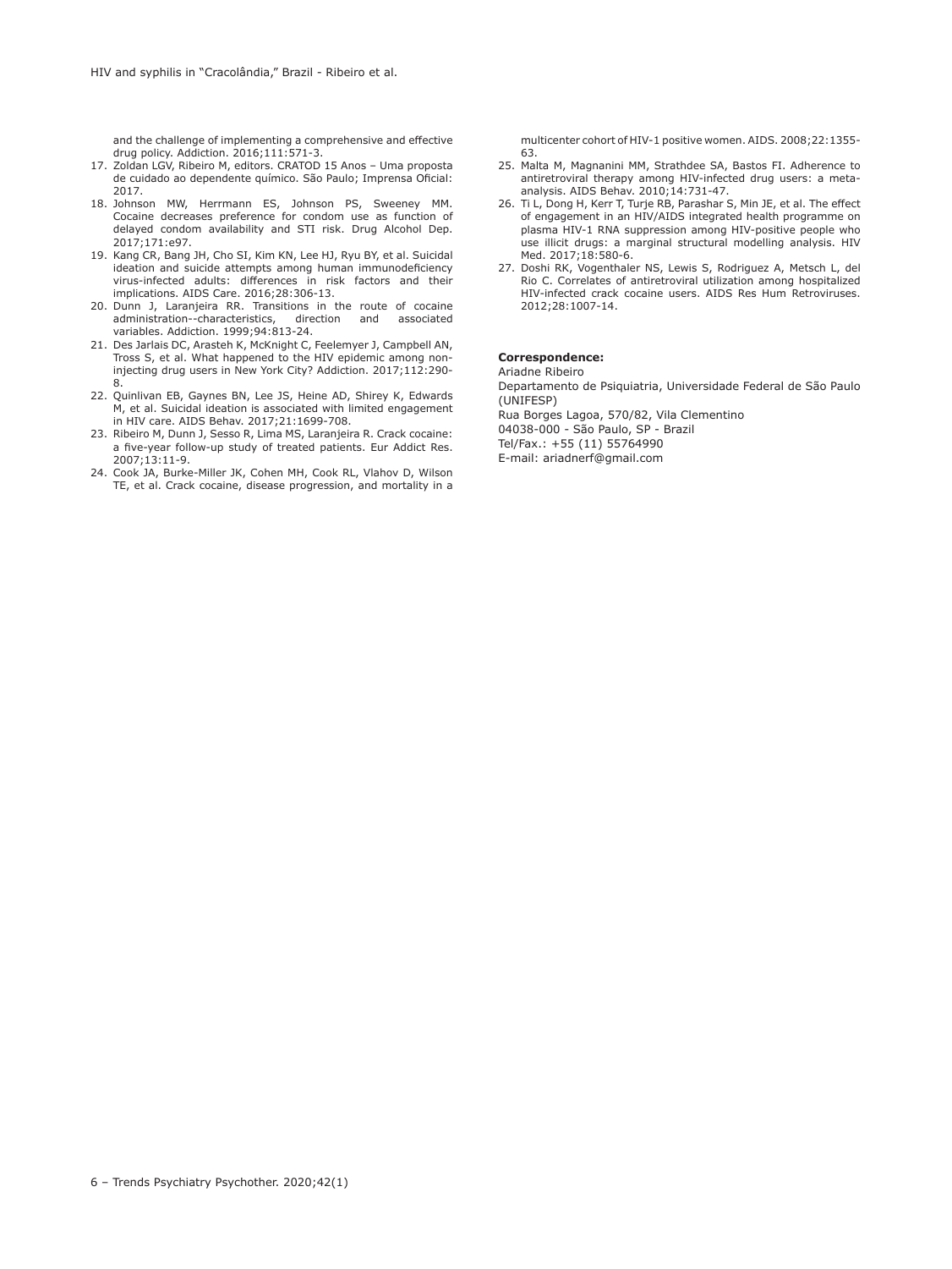and the challenge of implementing a comprehensive and effective drug policy. Addiction. 2016;111:571-3.

17. Zoldan LGV, Ribeiro M, editors. CRATOD 15 Anos – Uma proposta de cuidado ao dependente químico. São Paulo; Imprensa Oficial: 2017.
18. Johnson MW, Herrmann ES, Johnson PS, Sweeney MM. Cocaine decreases preference for condom use as function of delayed condom availability and STI risk. Drug Alcohol Dep. 2017;171:e97.
19. Kang CR, Bang JH, Cho SI, Kim KN, Lee HJ, Ryu BY, et al. Suicidal ideation and suicide attempts among human immunodeficiency virus-infected adults: differences in risk factors and their implications. AIDS Care. 2016;28:306-13.
20. Dunn J, Laranjeira RR. Transitions in the route of cocaine administration--characteristics, direction and associated variables. Addiction. 1999;94:813-24.
21. Des Jarlais DC, Arasteh K, McKnight C, Feelemyer J, Campbell AN, Tross S, et al. What happened to the HIV epidemic among non-injecting drug users in New York City? Addiction. 2017;112:290-8.
22. Quinlivan EB, Gaynes BN, Lee JS, Heine AD, Shirey K, Edwards M, et al. Suicidal ideation is associated with limited engagement in HIV care. AIDS Behav. 2017;21:1699-708.
23. Ribeiro M, Dunn J, Sesso R, Lima MS, Laranjeira R. Crack cocaine: a five-year follow-up study of treated patients. Eur Addict Res. 2007;13:11-9.
24. Cook JA, Burke-Miller JK, Cohen MH, Cook RL, Vlahov D, Wilson TE, et al. Crack cocaine, disease progression, and mortality in a multicenter cohort of HIV-1 positive women. AIDS. 2008;22:1355-63.
25. Malta M, Magnanini MM, Strathdee SA, Bastos FI. Adherence to antiretroviral therapy among HIV-infected drug users: a meta-analysis. AIDS Behav. 2010;14:731-47.
26. Ti L, Dong H, Kerr T, Turje RB, Parashar S, Min JE, et al. The effect of engagement in an HIV/AIDS integrated health programme on plasma HIV-1 RNA suppression among HIV-positive people who use illicit drugs: a marginal structural modelling analysis. HIV Med. 2017;18:580-6.
27. Doshi RK, Vogenthaler NS, Lewis S, Rodriguez A, Metsch L, del Rio C. Correlates of antiretroviral utilization among hospitalized HIV-infected crack cocaine users. AIDS Res Hum Retroviruses. 2012;28:1007-14.

**Correspondence:**
Ariadne Ribeiro
Departamento de Psiquiatria, Universidade Federal de São Paulo (UNIFESP)
Rua Borges Lagoa, 570/82, Vila Clementino
04038-000 - São Paulo, SP - Brazil
Tel/Fax.: +55 (11) 55764990
E-mail: ariadnerf@gmail.com